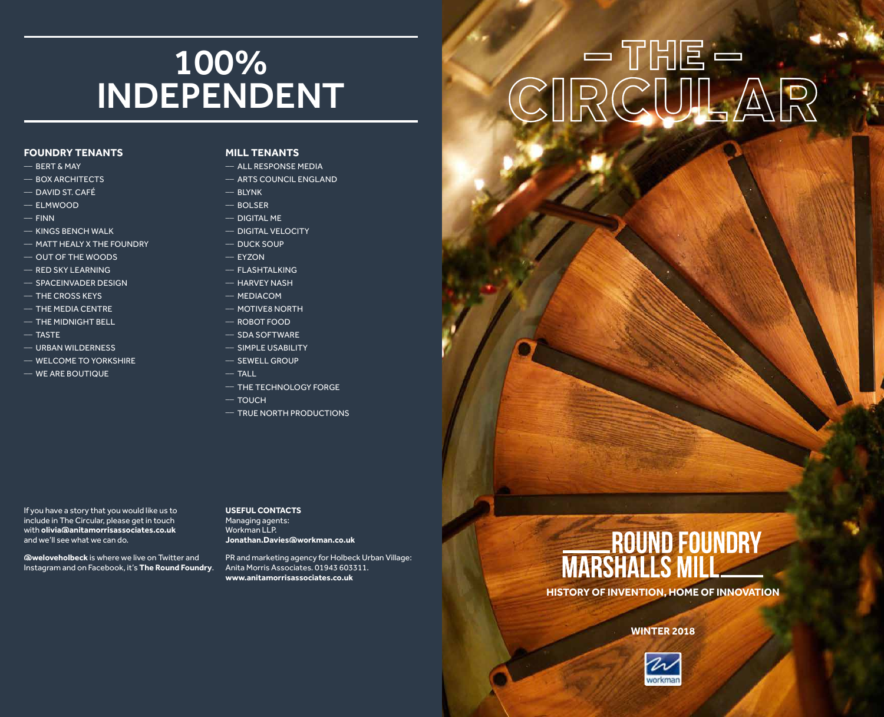# 100% INDEPENDENT

### FOUNDRY TENANTS

- BERT & MAY
- BOX ARCHITECTS
- DAVID ST. CAFÉ
- ELMWOOD
- FINN
- KINGS BENCH WALK
- MATT HEALY X THE FOUNDRY
- OUT OF THE WOODS
- RED SKY LEARNING
- SPACEINVADER DESIGN
- THE CROSS KEYS
- THE MEDIA CENTRE
- THE MIDNIGHT BELL
- TASTE
- URBAN WILDERNESS
- WELCOME TO YORKSHIRE
- WE ARE BOUTIQUE

### MILL TENANTS

- ALL RESPONSE MEDIA
- ARTS COUNCIL ENGLAND
- BLYNK
- BOLSER
- DIGITAL ME
- DIGITAL VELOCITY
- DUCK SOUP
- EYZON
- FLASHTALKING
- HARVEY NASH
- MEDIACOM
- MOTIVE8 NORTH
- ROBOT FOOD
- SDA SOFTWARE
- SIMPLE USABILITY
- SEWELL GROUP
- TALL
- THE TECHNOLOGY FORGE
- TOUCH
- TRUE NORTH PRODUCTIONS

If you have a story that you would like us to include in The Circular, please get in touch with **olivia@anitamorrisassociates.co.uk** and we'll see what we can do.

**@weloveholbeck** is where we live on Twitter and Instagram and on Facebook, it's **The Round Foundry**.

**USEFUL CONTACTS**
Managing agents:
Workman LLP.
**Jonathan.Davies@workman.co.uk**

PR and marketing agency for Holbeck Urban Village:
Anita Morris Associates. 01943 603311.
**www.anitamorrisassociates.co.uk**

# – THE – CIRCULAR

## ROUND FOUNDRY MARSHALLS MILL

**HISTORY OF INVENTION, HOME OF INNOVATION**

**WINTER 2018**

workman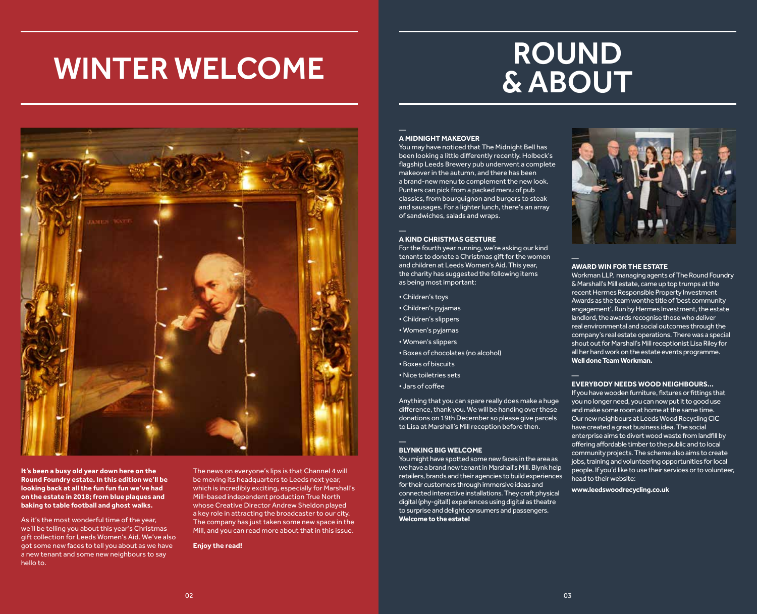# WINTER WELCOME

**It's been a busy old year down here on the Round Foundry estate. In this edition we'll be looking back at all the fun fun fun we've had on the estate in 2018; from blue plaques and baking to table football and ghost walks.**

As it's the most wonderful time of the year, we'll be telling you about this year's Christmas gift collection for Leeds Women's Aid. We've also got some new faces to tell you about as we have a new tenant and some new neighbours to say hello to.

The news on everyone's lips is that Channel 4 will be moving its headquarters to Leeds next year, which is incredibly exciting, especially for Marshall's Mill-based independent production True North whose Creative Director Andrew Sheldon played a key role in attracting the broadcaster to our city. The company has just taken some new space in the Mill, and you can read more about that in this issue.

**Enjoy the read!**

# ROUND & ABOUT

### A MIDNIGHT MAKEOVER

You may have noticed that The Midnight Bell has been looking a little differently recently. Holbeck's flagship Leeds Brewery pub underwent a complete makeover in the autumn, and there has been a brand-new menu to complement the new look. Punters can pick from a packed menu of pub classics, from bourguignon and burgers to steak and sausages. For a lighter lunch, there's an array of sandwiches, salads and wraps.

### A KIND CHRISTMAS GESTURE

For the fourth year running, we're asking our kind tenants to donate a Christmas gift for the women and children at Leeds Women's Aid. This year, the charity has suggested the following items as being most important:

- Children's toys
- Children's pyjamas
- Children's slippers
- Women's pyjamas
- Women's slippers
- Boxes of chocolates (no alcohol)
- Boxes of biscuits
- Nice toiletries sets
- Jars of coffee

Anything that you can spare really does make a huge difference, thank you. We will be handing over these donations on 19th December so please give parcels to Lisa at Marshall's Mill reception before then.

### BLYNKING BIG WELCOME

You might have spotted some new faces in the area as we have a brand new tenant in Marshall's Mill. Blynk help retailers, brands and their agencies to build experiences for their customers through immersive ideas and connected interactive installations. They craft physical digital (phy-gital!) experiences using digital as theatre to surprise and delight consumers and passengers. **Welcome to the estate!**

### AWARD WIN FOR THE ESTATE

Workman LLP, managing agents of The Round Foundry & Marshall's Mill estate, came up top trumps at the recent Hermes Responsible Property Investment Awards as the team wonthe title of 'best community engagement'. Run by Hermes Investment, the estate landlord, the awards recognise those who deliver real environmental and social outcomes through the company's real estate operations. There was a special shout out for Marshall's Mill receptionist Lisa Riley for all her hard work on the estate events programme. **Well done Team Workman.**

### EVERYBODY NEEDS WOOD NEIGHBOURS...

If you have wooden furniture, fixtures or fittings that you no longer need, you can now put it to good use and make some room at home at the same time. Our new neighbours at Leeds Wood Recycling CIC have created a great business idea. The social enterprise aims to divert wood waste from landfill by offering affordable timber to the public and to local community projects. The scheme also aims to create jobs, training and volunteering opportunities for local people. If you'd like to use their services or to volunteer, head to their website:

**www.leedswoodrecycling.co.uk**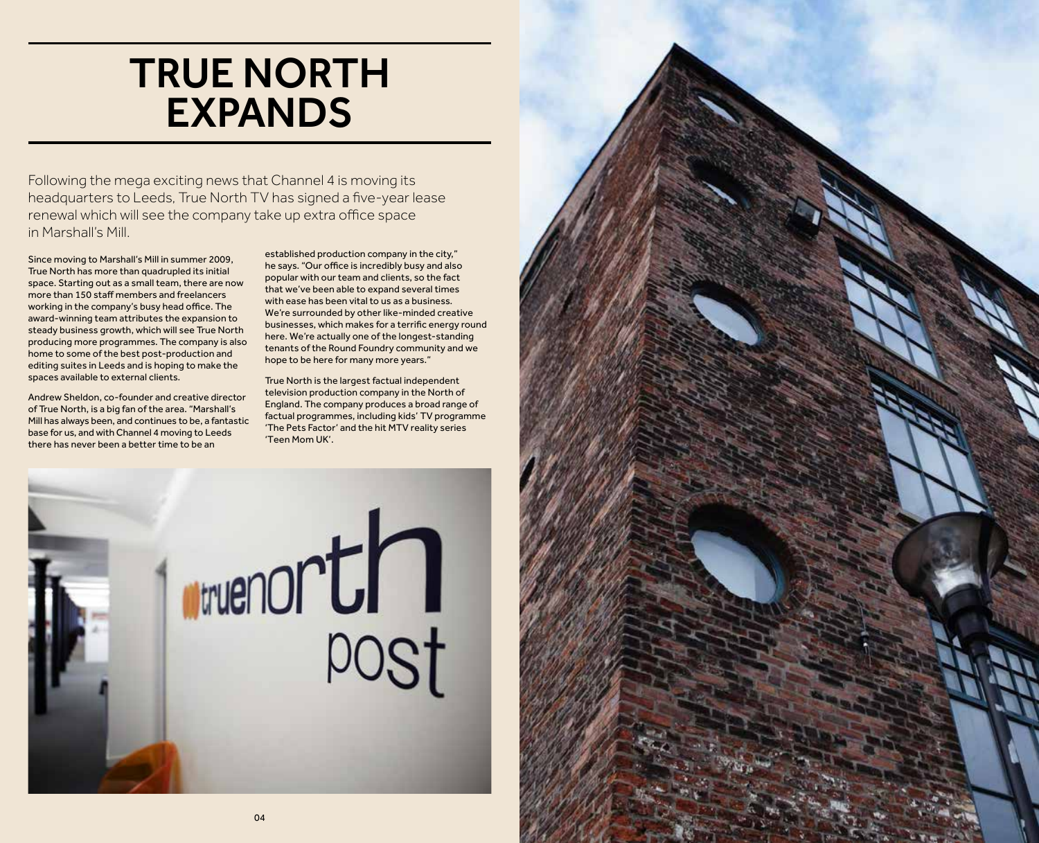# TRUE NORTH EXPANDS

Following the mega exciting news that Channel 4 is moving its headquarters to Leeds, True North TV has signed a five-year lease renewal which will see the company take up extra office space in Marshall's Mill.

Since moving to Marshall's Mill in summer 2009, True North has more than quadrupled its initial space. Starting out as a small team, there are now more than 150 staff members and freelancers working in the company's busy head office. The award-winning team attributes the expansion to steady business growth, which will see True North producing more programmes. The company is also home to some of the best post-production and editing suites in Leeds and is hoping to make the spaces available to external clients.

Andrew Sheldon, co-founder and creative director of True North, is a big fan of the area. "Marshall's Mill has always been, and continues to be, a fantastic base for us, and with Channel 4 moving to Leeds there has never been a better time to be an established production company in the city," he says. "Our office is incredibly busy and also popular with our team and clients, so the fact that we've been able to expand several times with ease has been vital to us as a business. We're surrounded by other like-minded creative businesses, which makes for a terrific energy round here. We're actually one of the longest-standing tenants of the Round Foundry community and we hope to be here for many more years."

True North is the largest factual independent television production company in the North of England. The company produces a broad range of factual programmes, including kids' TV programme 'The Pets Factor' and the hit MTV reality series 'Teen Mom UK'.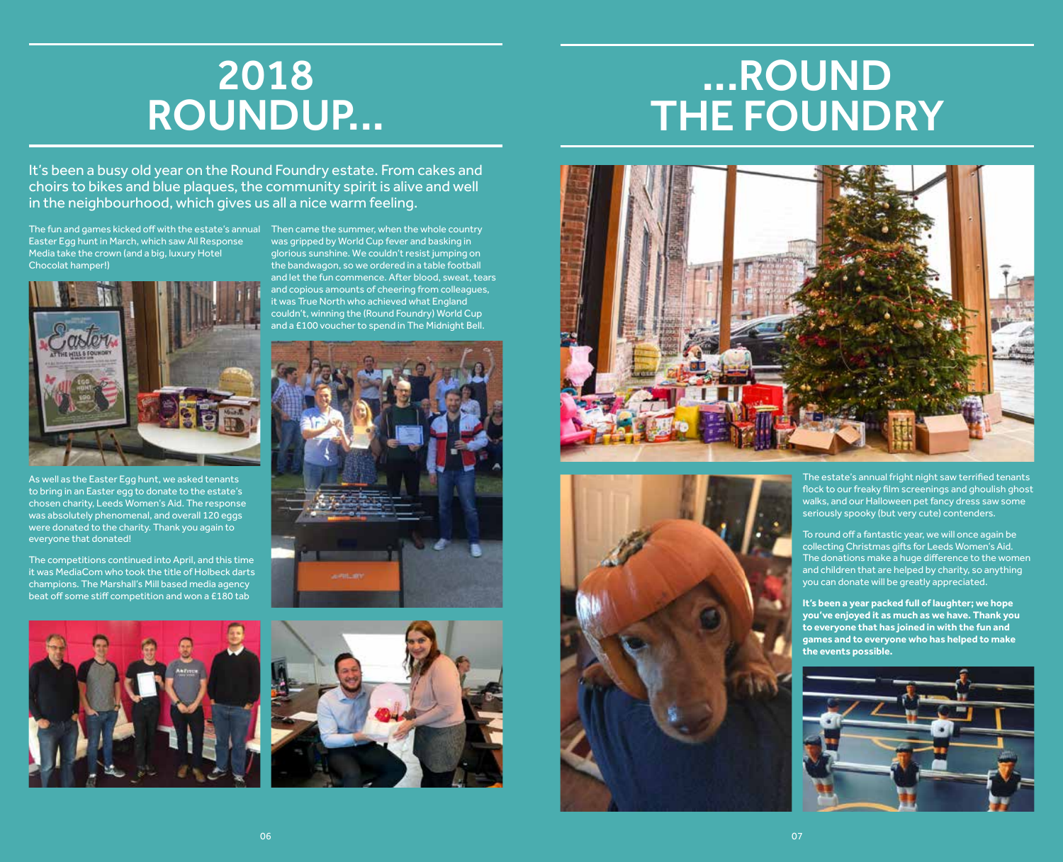# 2018 ROUNDUP... ...ROUND THE FOUNDRY

It's been a busy old year on the Round Foundry estate. From cakes and choirs to bikes and blue plaques, the community spirit is alive and well in the neighbourhood, which gives us all a nice warm feeling.

The fun and games kicked off with the estate's annual Easter Egg hunt in March, which saw All Response Media take the crown (and a big, luxury Hotel Chocolat hamper!)

As well as the Easter Egg hunt, we asked tenants to bring in an Easter egg to donate to the estate's chosen charity, Leeds Women's Aid. The response was absolutely phenomenal, and overall 120 eggs were donated to the charity. Thank you again to everyone that donated!

The competitions continued into April, and this time it was MediaCom who took the title of Holbeck darts champions. The Marshall's Mill based media agency beat off some stiff competition and won a £180 tab

Then came the summer, when the whole country was gripped by World Cup fever and basking in glorious sunshine. We couldn't resist jumping on the bandwagon, so we ordered in a table football and let the fun commence. After blood, sweat, tears and copious amounts of cheering from colleagues, it was True North who achieved what England couldn't, winning the (Round Foundry) World Cup and a £100 voucher to spend in The Midnight Bell.

The estate's annual fright night saw terrified tenants flock to our freaky film screenings and ghoulish ghost walks, and our Halloween pet fancy dress saw some seriously spooky (but very cute) contenders.

To round off a fantastic year, we will once again be collecting Christmas gifts for Leeds Women's Aid. The donations make a huge difference to the women and children that are helped by charity, so anything you can donate will be greatly appreciated.

**It's been a year packed full of laughter; we hope you've enjoyed it as much as we have. Thank you to everyone that has joined in with the fun and games and to everyone who has helped to make the events possible.**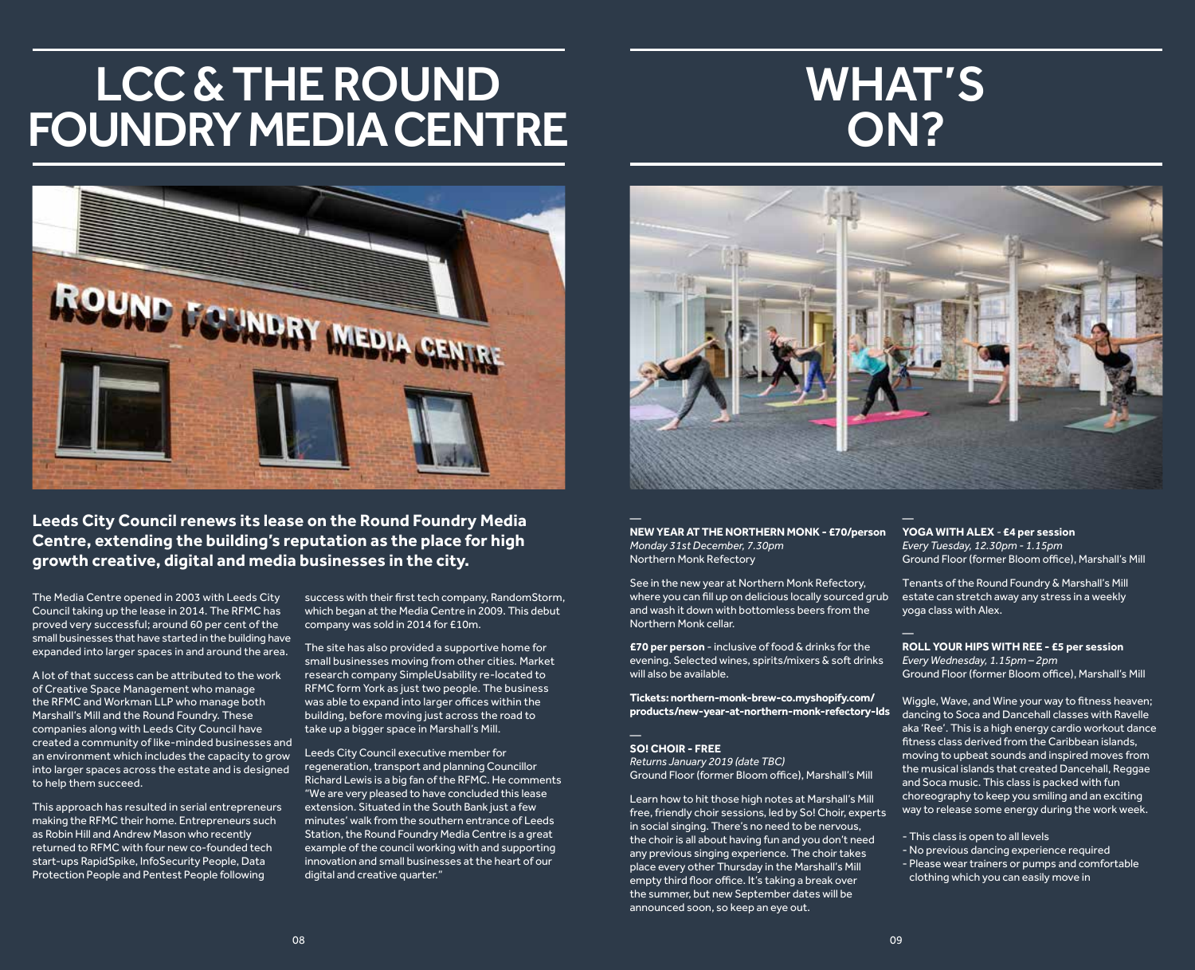# LCC & THE ROUND FOUNDRY MEDIA CENTRE

**Leeds City Council renews its lease on the Round Foundry Media Centre, extending the building's reputation as the place for high growth creative, digital and media businesses in the city.**

The Media Centre opened in 2003 with Leeds City Council taking up the lease in 2014. The RFMC has proved very successful; around 60 per cent of the small businesses that have started in the building have expanded into larger spaces in and around the area.

A lot of that success can be attributed to the work of Creative Space Management who manage the RFMC and Workman LLP who manage both Marshall's Mill and the Round Foundry. These companies along with Leeds City Council have created a community of like-minded businesses and an environment which includes the capacity to grow into larger spaces across the estate and is designed to help them succeed.

This approach has resulted in serial entrepreneurs making the RFMC their home. Entrepreneurs such as Robin Hill and Andrew Mason who recently returned to RFMC with four new co-founded tech start-ups RapidSpike, InfoSecurity People, Data Protection People and Pentest People following success with their first tech company, RandomStorm, which began at the Media Centre in 2009. This debut company was sold in 2014 for £10m.

The site has also provided a supportive home for small businesses moving from other cities. Market research company SimpleUsability re-located to RFMC form York as just two people. The business was able to expand into larger offices within the building, before moving just across the road to take up a bigger space in Marshall's Mill.

Leeds City Council executive member for regeneration, transport and planning Councillor Richard Lewis is a big fan of the RFMC. He comments "We are very pleased to have concluded this lease extension. Situated in the South Bank just a few minutes' walk from the southern entrance of Leeds Station, the Round Foundry Media Centre is a great example of the council working with and supporting innovation and small businesses at the heart of our digital and creative quarter."

# WHAT'S ON?

—

**NEW YEAR AT THE NORTHERN MONK - £70/person**
*Monday 31st December, 7.30pm*
Northern Monk Refectory

See in the new year at Northern Monk Refectory, where you can fill up on delicious locally sourced grub and wash it down with bottomless beers from the Northern Monk cellar.

**£70 per person** - inclusive of food & drinks for the evening. Selected wines, spirits/mixers & soft drinks will also be available.

**Tickets: northern-monk-brew-co.myshopify.com/products/new-year-at-northern-monk-refectory-lds**

—

**SO! CHOIR - FREE**
*Returns January 2019 (date TBC)*
Ground Floor (former Bloom office), Marshall's Mill

Learn how to hit those high notes at Marshall's Mill free, friendly choir sessions, led by So! Choir, experts in social singing. There's no need to be nervous, the choir is all about having fun and you don't need any previous singing experience. The choir takes place every other Thursday in the Marshall's Mill empty third floor office. It's taking a break over the summer, but new September dates will be announced soon, so keep an eye out.

—

**YOGA WITH ALEX - £4 per session**
*Every Tuesday, 12.30pm - 1.15pm*
Ground Floor (former Bloom office), Marshall's Mill

Tenants of the Round Foundry & Marshall's Mill estate can stretch away any stress in a weekly yoga class with Alex.

—

**ROLL YOUR HIPS WITH REE - £5 per session**
*Every Wednesday, 1.15pm – 2pm*
Ground Floor (former Bloom office), Marshall's Mill

Wiggle, Wave, and Wine your way to fitness heaven; dancing to Soca and Dancehall classes with Ravelle aka 'Ree'. This is a high energy cardio workout dance fitness class derived from the Caribbean islands, moving to upbeat sounds and inspired moves from the musical islands that created Dancehall, Reggae and Soca music. This class is packed with fun choreography to keep you smiling and an exciting way to release some energy during the work week.

- This class is open to all levels
- No previous dancing experience required
- Please wear trainers or pumps and comfortable clothing which you can easily move in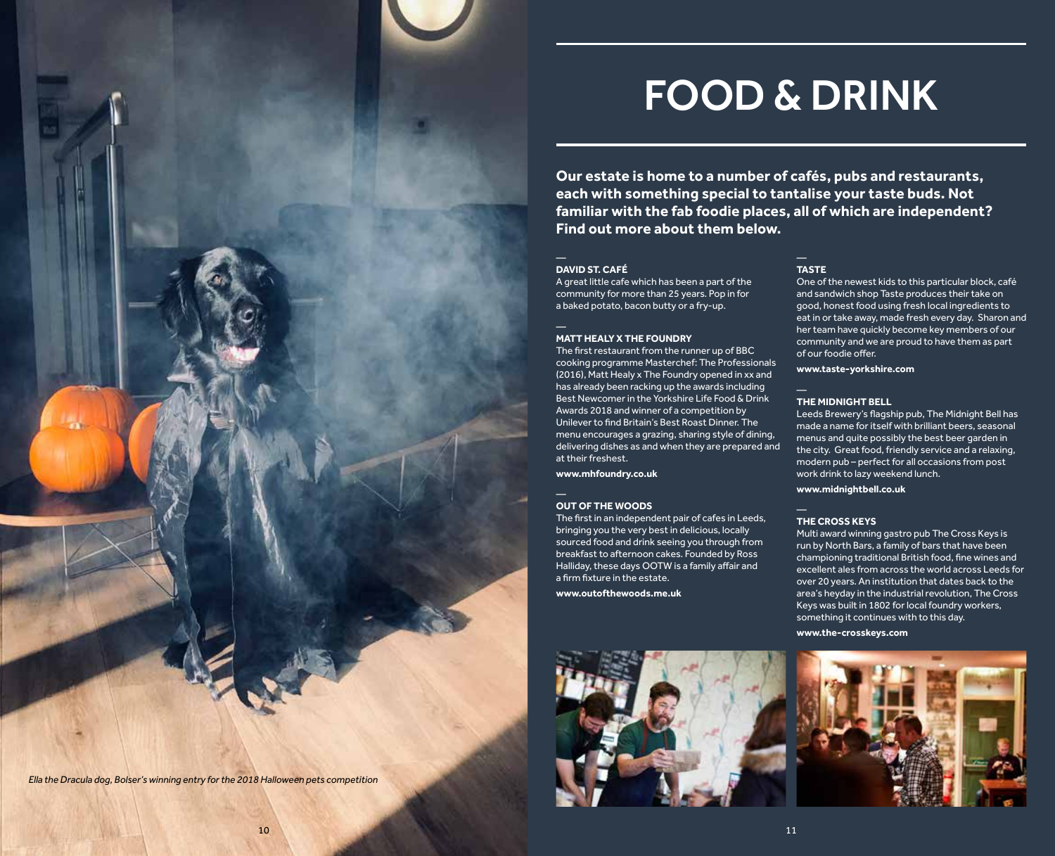*Ella the Dracula dog, Bolser's winning entry for the 2018 Halloween pets competition*

# FOOD & DRINK

**Our estate is home to a number of cafés, pubs and restaurants, each with something special to tantalise your taste buds. Not familiar with the fab foodie places, all of which are independent? Find out more about them below.**

### DAVID ST. CAFÉ

A great little cafe which has been a part of the community for more than 25 years. Pop in for a baked potato, bacon butty or a fry-up.

### MATT HEALY X THE FOUNDRY

The first restaurant from the runner up of BBC cooking programme Masterchef: The Professionals (2016), Matt Healy x The Foundry opened in xx and has already been racking up the awards including Best Newcomer in the Yorkshire Life Food & Drink Awards 2018 and winner of a competition by Unilever to find Britain's Best Roast Dinner. The menu encourages a grazing, sharing style of dining, delivering dishes as and when they are prepared and at their freshest.

**www.mhfoundry.co.uk**

### OUT OF THE WOODS

The first in an independent pair of cafes in Leeds, bringing you the very best in delicious, locally sourced food and drink seeing you through from breakfast to afternoon cakes. Founded by Ross Halliday, these days OOTW is a family affair and a firm fixture in the estate.

**www.outofthewoods.me.uk**

### TASTE

One of the newest kids to this particular block, café and sandwich shop Taste produces their take on good, honest food using fresh local ingredients to eat in or take away, made fresh every day. Sharon and her team have quickly become key members of our community and we are proud to have them as part of our foodie offer.

**www.taste-yorkshire.com**

### THE MIDNIGHT BELL

Leeds Brewery's flagship pub, The Midnight Bell has made a name for itself with brilliant beers, seasonal menus and quite possibly the best beer garden in the city. Great food, friendly service and a relaxing, modern pub – perfect for all occasions from post work drink to lazy weekend lunch.

**www.midnightbell.co.uk**

### THE CROSS KEYS

Multi award winning gastro pub The Cross Keys is run by North Bars, a family of bars that have been championing traditional British food, fine wines and excellent ales from across the world across Leeds for over 20 years. An institution that dates back to the area's heyday in the industrial revolution, The Cross Keys was built in 1802 for local foundry workers, something it continues with to this day.

**www.the-crosskeys.com**